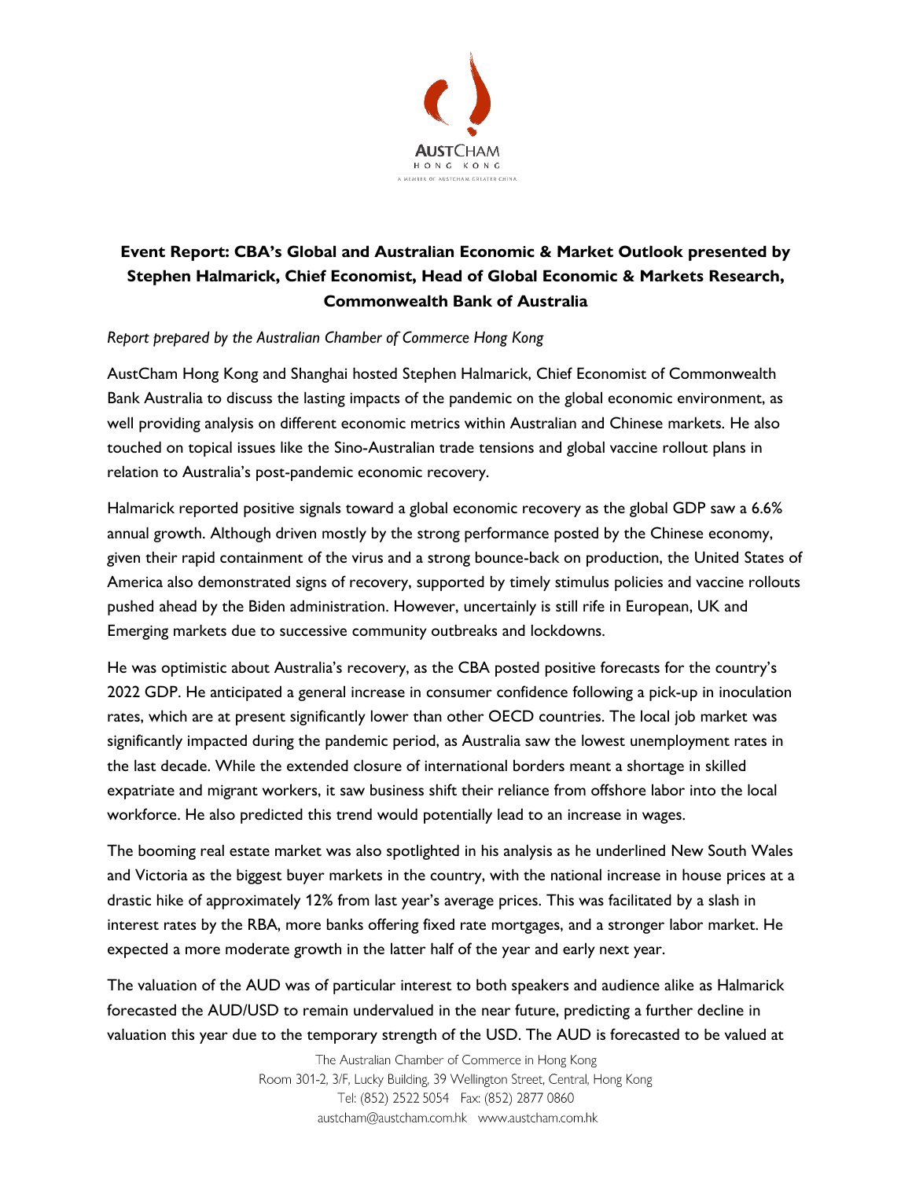**Event Report: CBA's Global and Australian Economic & Market Outlook presented by Stephen Halmarick, Chief Economist, Head of Global Economic & Markets Research, Commonwealth Bank of Australia**

*Report prepared by the Australian Chamber of Commerce Hong Kong*

AustCham Hong Kong and Shanghai hosted Stephen Halmarick, Chief Economist of Commonwealth Bank Australia to discuss the lasting impacts of the pandemic on the global economic environment, as well providing analysis on different economic metrics within Australian and Chinese markets. He also touched on topical issues like the Sino-Australian trade tensions and global vaccine rollout plans in relation to Australia's post-pandemic economic recovery.

Halmarick reported positive signals toward a global economic recovery as the global GDP saw a 6.6% annual growth. Although driven mostly by the strong performance posted by the Chinese economy, given their rapid containment of the virus and a strong bounce-back on production, the United States of America also demonstrated signs of recovery, supported by timely stimulus policies and vaccine rollouts pushed ahead by the Biden administration. However, uncertainly is still rife in European, UK and Emerging markets due to successive community outbreaks and lockdowns.

He was optimistic about Australia's recovery, as the CBA posted positive forecasts for the country's 2022 GDP. He anticipated a general increase in consumer confidence following a pick-up in inoculation rates, which are at present significantly lower than other OECD countries. The local job market was significantly impacted during the pandemic period, as Australia saw the lowest unemployment rates in the last decade. While the extended closure of international borders meant a shortage in skilled expatriate and migrant workers, it saw business shift their reliance from offshore labor into the local workforce. He also predicted this trend would potentially lead to an increase in wages.

The booming real estate market was also spotlighted in his analysis as he underlined New South Wales and Victoria as the biggest buyer markets in the country, with the national increase in house prices at a drastic hike of approximately 12% from last year's average prices. This was facilitated by a slash in interest rates by the RBA, more banks offering fixed rate mortgages, and a stronger labor market. He expected a more moderate growth in the latter half of the year and early next year.

The valuation of the AUD was of particular interest to both speakers and audience alike as Halmarick forecasted the AUD/USD to remain undervalued in the near future, predicting a further decline in valuation this year due to the temporary strength of the USD. The AUD is forecasted to be valued at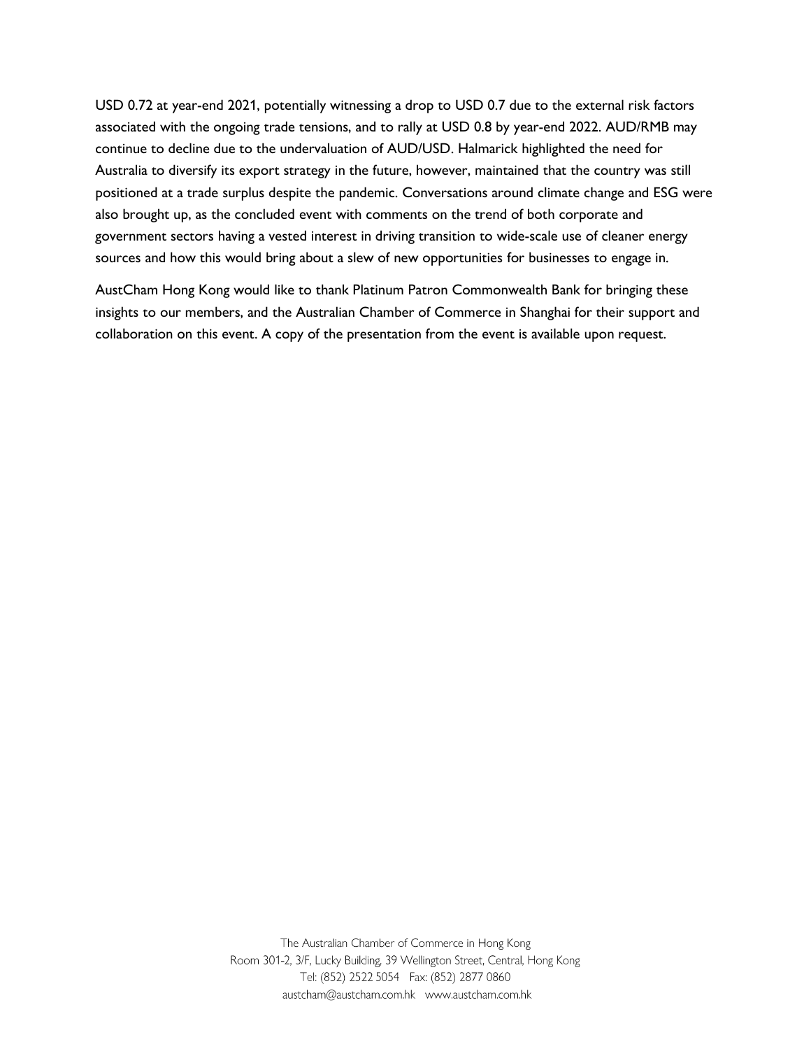USD 0.72 at year-end 2021, potentially witnessing a drop to USD 0.7 due to the external risk factors associated with the ongoing trade tensions, and to rally at USD 0.8 by year-end 2022. AUD/RMB may continue to decline due to the undervaluation of AUD/USD. Halmarick highlighted the need for Australia to diversify its export strategy in the future, however, maintained that the country was still positioned at a trade surplus despite the pandemic. Conversations around climate change and ESG were also brought up, as the concluded event with comments on the trend of both corporate and government sectors having a vested interest in driving transition to wide-scale use of cleaner energy sources and how this would bring about a slew of new opportunities for businesses to engage in.

AustCham Hong Kong would like to thank Platinum Patron Commonwealth Bank for bringing these insights to our members, and the Australian Chamber of Commerce in Shanghai for their support and collaboration on this event. A copy of the presentation from the event is available upon request.